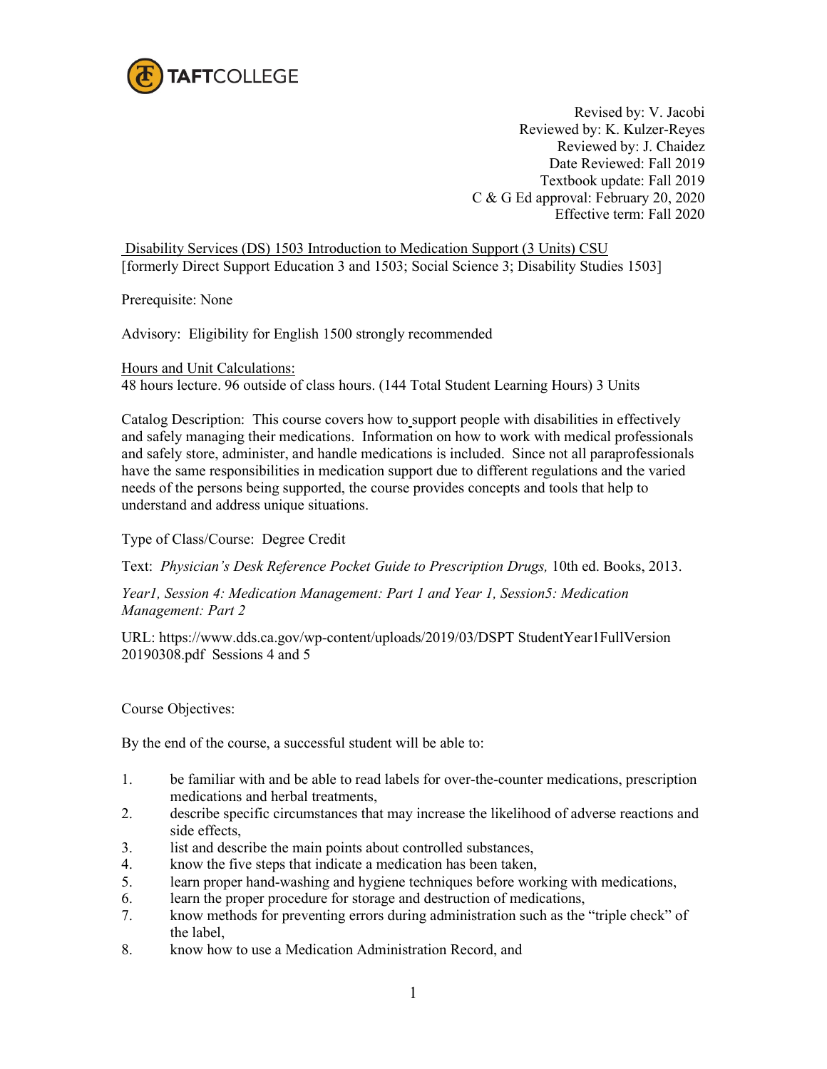Revised by: V. Jacobi
Reviewed by: K. Kulzer-Reyes
Reviewed by: J. Chaidez
Date Reviewed: Fall 2019
Textbook update: Fall 2019
C & G Ed approval: February 20, 2020
Effective term: Fall 2020

Disability Services (DS) 1503 Introduction to Medication Support (3 Units) CSU
[formerly Direct Support Education 3 and 1503; Social Science 3; Disability Studies 1503]

Prerequisite: None

Advisory: Eligibility for English 1500 strongly recommended

Hours and Unit Calculations:
48 hours lecture. 96 outside of class hours. (144 Total Student Learning Hours) 3 Units

Catalog Description: This course covers how to support people with disabilities in effectively and safely managing their medications. Information on how to work with medical professionals and safely store, administer, and handle medications is included. Since not all paraprofessionals have the same responsibilities in medication support due to different regulations and the varied needs of the persons being supported, the course provides concepts and tools that help to understand and address unique situations.

Type of Class/Course: Degree Credit

Text: *Physician's Desk Reference Pocket Guide to Prescription Drugs,* 10th ed. Books, 2013.

*Year1, Session 4: Medication Management: Part 1 and Year 1, Session5: Medication Management: Part 2*

URL: https://www.dds.ca.gov/wp-content/uploads/2019/03/DSPT StudentYear1FullVersion 20190308.pdf Sessions 4 and 5

Course Objectives:

By the end of the course, a successful student will be able to:

1. be familiar with and be able to read labels for over-the-counter medications, prescription medications and herbal treatments,
2. describe specific circumstances that may increase the likelihood of adverse reactions and side effects,
3. list and describe the main points about controlled substances,
4. know the five steps that indicate a medication has been taken,
5. learn proper hand-washing and hygiene techniques before working with medications,
6. learn the proper procedure for storage and destruction of medications,
7. know methods for preventing errors during administration such as the "triple check" of the label,
8. know how to use a Medication Administration Record, and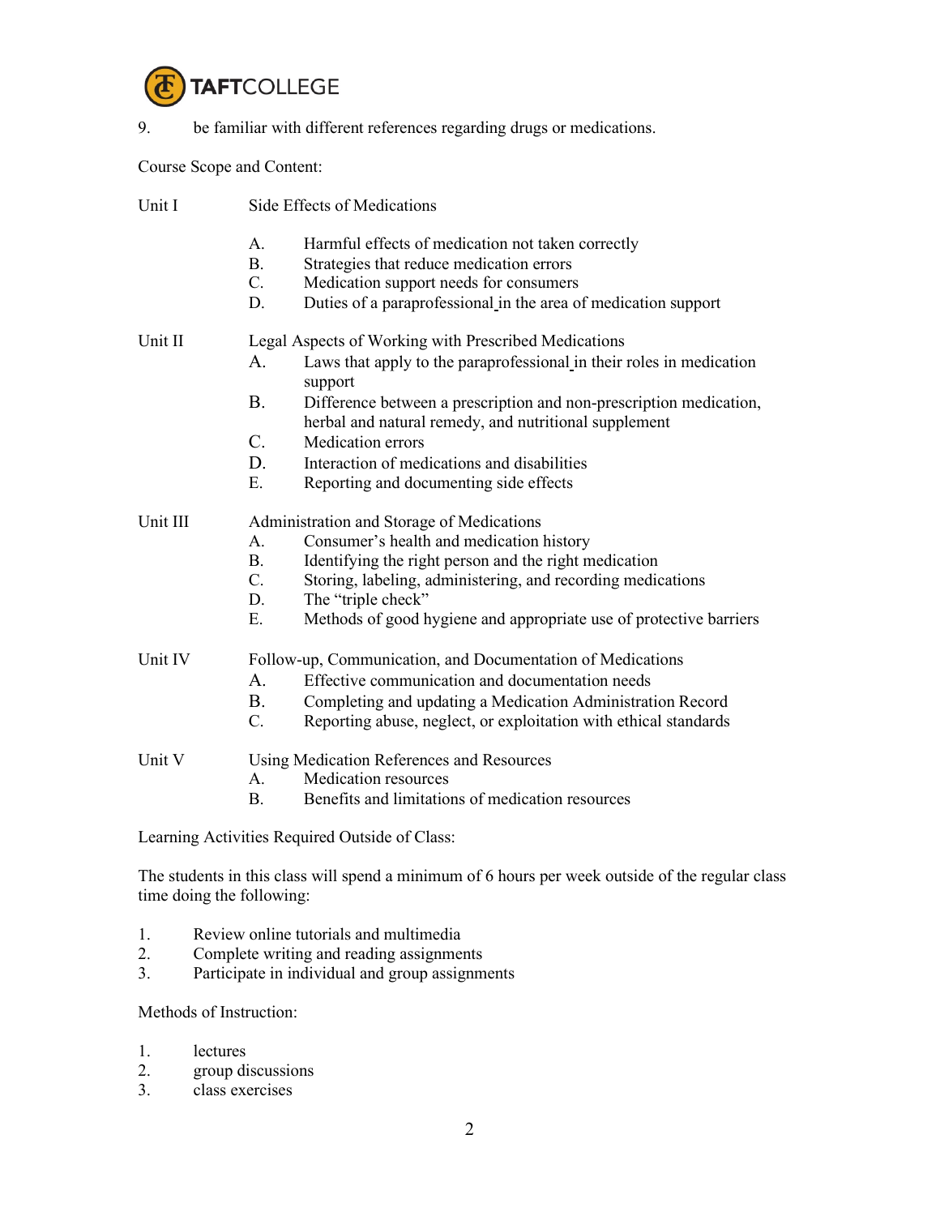9. be familiar with different references regarding drugs or medications.

Course Scope and Content:

Unit I — Side Effects of Medications

- A. Harmful effects of medication not taken correctly
- B. Strategies that reduce medication errors
- C. Medication support needs for consumers
- D. Duties of a paraprofessional in the area of medication support

Unit II — Legal Aspects of Working with Prescribed Medications

- A. Laws that apply to the paraprofessional in their roles in medication support
- B. Difference between a prescription and non-prescription medication, herbal and natural remedy, and nutritional supplement
- C. Medication errors
- D. Interaction of medications and disabilities
- E. Reporting and documenting side effects

Unit III — Administration and Storage of Medications

- A. Consumer's health and medication history
- B. Identifying the right person and the right medication
- C. Storing, labeling, administering, and recording medications
- D. The "triple check"
- E. Methods of good hygiene and appropriate use of protective barriers

Unit IV — Follow-up, Communication, and Documentation of Medications

- A. Effective communication and documentation needs
- B. Completing and updating a Medication Administration Record
- C. Reporting abuse, neglect, or exploitation with ethical standards

Unit V — Using Medication References and Resources

- A. Medication resources
- B. Benefits and limitations of medication resources

Learning Activities Required Outside of Class:

The students in this class will spend a minimum of 6 hours per week outside of the regular class time doing the following:

1. Review online tutorials and multimedia
2. Complete writing and reading assignments
3. Participate in individual and group assignments

Methods of Instruction:

1. lectures
2. group discussions
3. class exercises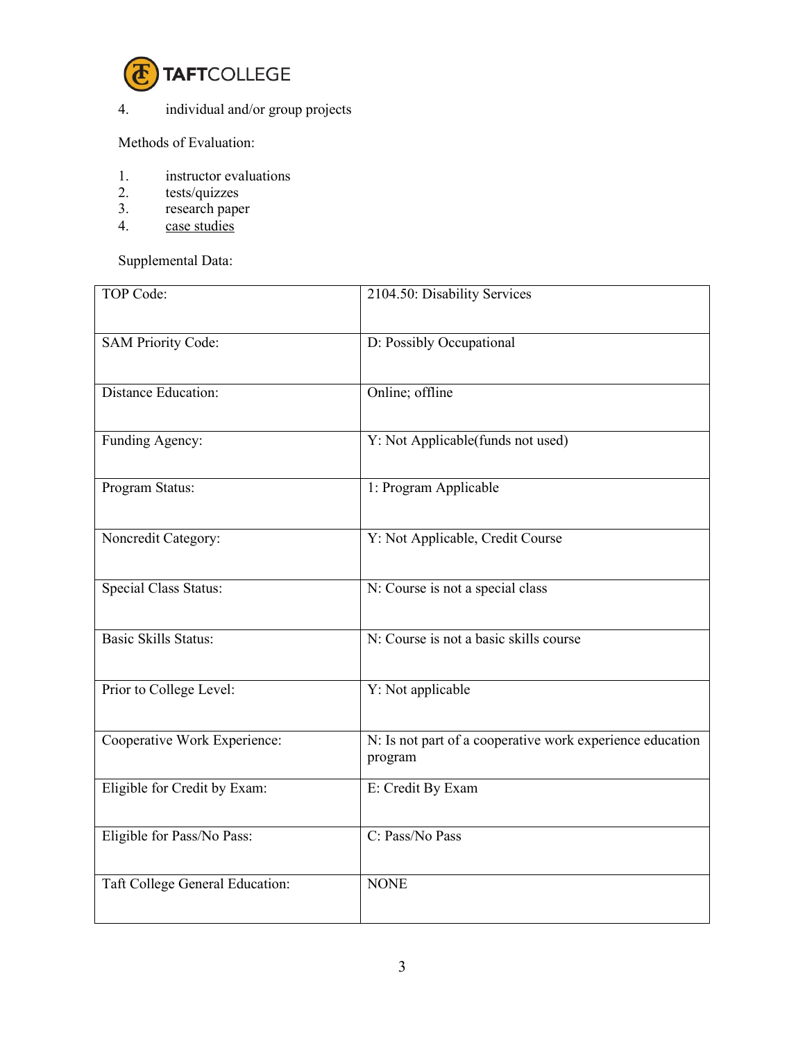4. individual and/or group projects

Methods of Evaluation:

1. instructor evaluations
2. tests/quizzes
3. research paper
4. case studies

Supplemental Data:

| | |
|---|---|
| TOP Code: | 2104.50: Disability Services |
| SAM Priority Code: | D: Possibly Occupational |
| Distance Education: | Online; offline |
| Funding Agency: | Y: Not Applicable(funds not used) |
| Program Status: | 1: Program Applicable |
| Noncredit Category: | Y: Not Applicable, Credit Course |
| Special Class Status: | N: Course is not a special class |
| Basic Skills Status: | N: Course is not a basic skills course |
| Prior to College Level: | Y: Not applicable |
| Cooperative Work Experience: | N: Is not part of a cooperative work experience education program |
| Eligible for Credit by Exam: | E: Credit By Exam |
| Eligible for Pass/No Pass: | C: Pass/No Pass |
| Taft College General Education: | NONE |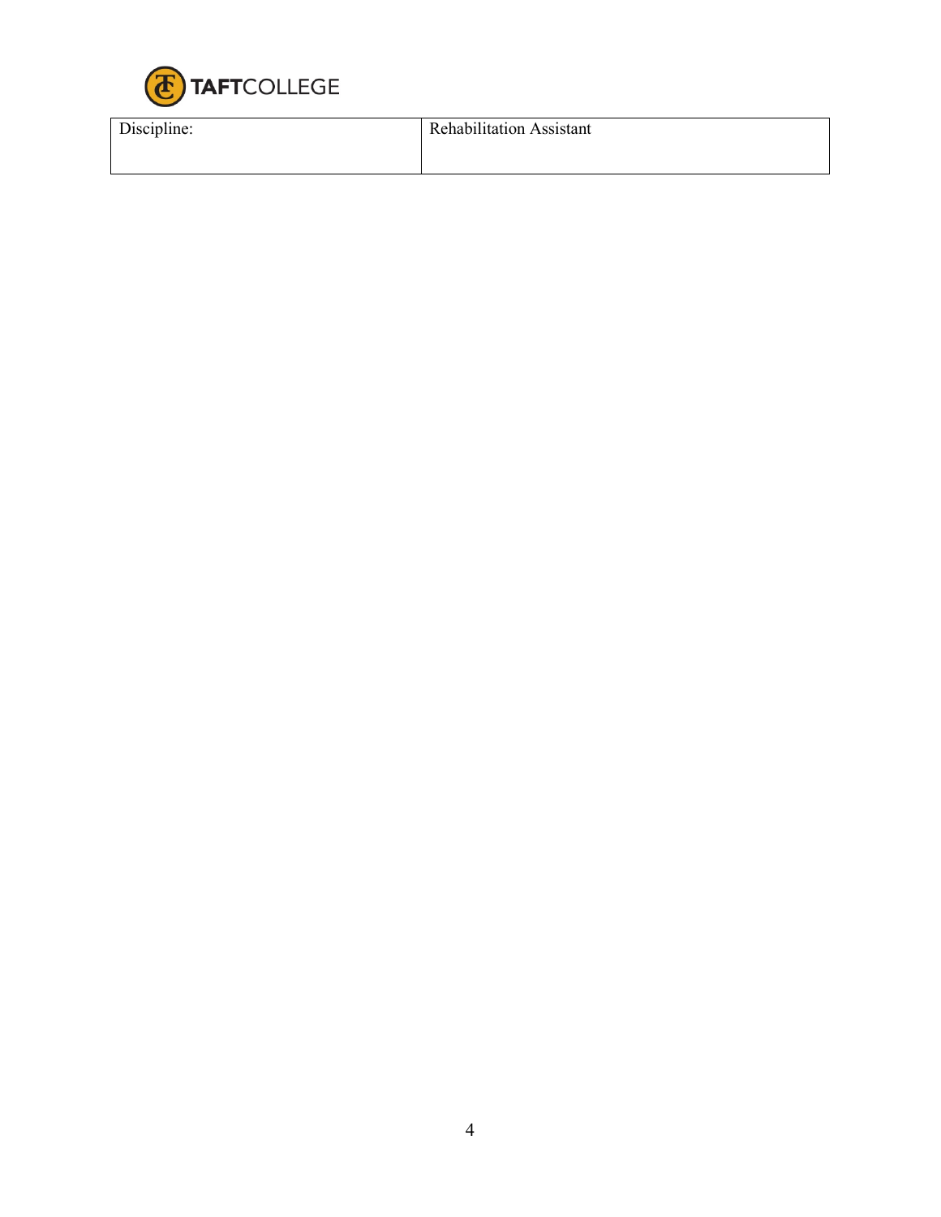| | |
|---|---|
| Discipline: | Rehabilitation Assistant |